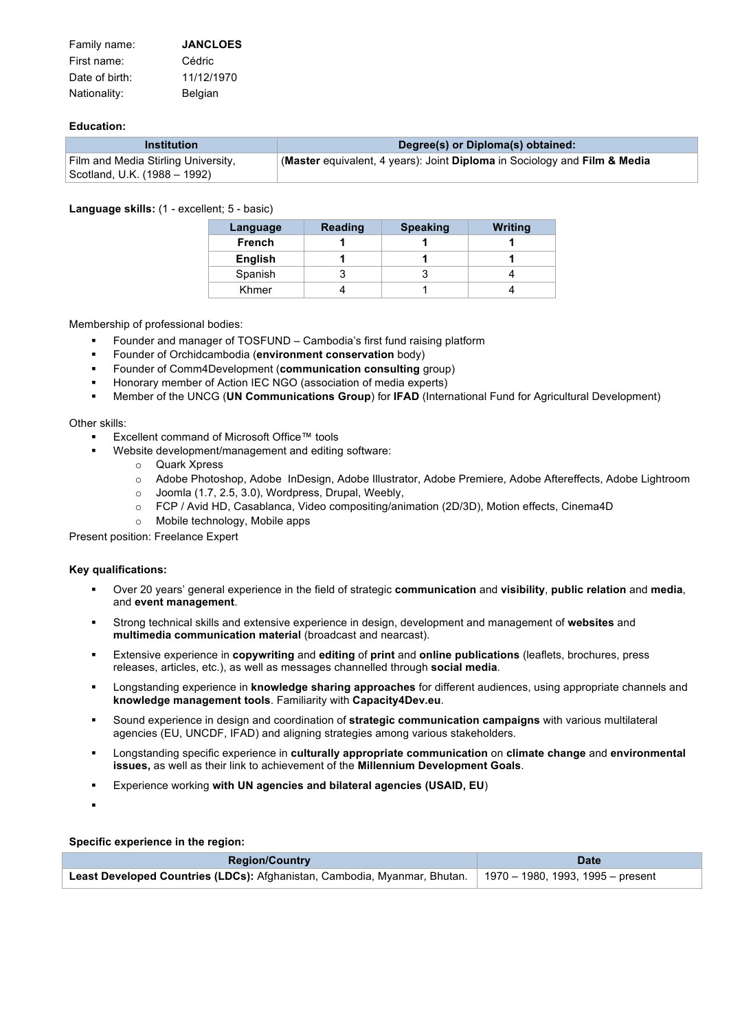| | |
|---|---|
| Family name: | **JANCLOES** |
| First name: | Cédric |
| Date of birth: | 11/12/1970 |
| Nationality: | Belgian |

**Education:**

| Institution | Degree(s) or Diploma(s) obtained: |
|---|---|
| Film and Media Stirling University, Scotland, U.K. (1988 – 1992) | (**Master** equivalent, 4 years): Joint **Diploma** in Sociology and **Film & Media** |

**Language skills:** (1 - excellent; 5 - basic)

| Language | Reading | Speaking | Writing |
|---|---|---|---|
| **French** | **1** | **1** | **1** |
| **English** | **1** | **1** | **1** |
| Spanish | 3 | 3 | 4 |
| Khmer | 4 | 1 | 4 |

Membership of professional bodies:

- Founder and manager of TOSFUND – Cambodia's first fund raising platform
- Founder of Orchidcambodia (**environment conservation** body)
- Founder of Comm4Development (**communication consulting** group)
- Honorary member of Action IEC NGO (association of media experts)
- Member of the UNCG (**UN Communications Group**) for **IFAD** (International Fund for Agricultural Development)

Other skills:

- Excellent command of Microsoft Office™ tools
- Website development/management and editing software:
  - Quark Xpress
  - Adobe Photoshop, Adobe InDesign, Adobe Illustrator, Adobe Premiere, Adobe Aftereffects, Adobe Lightroom
  - Joomla (1.7, 2.5, 3.0), Wordpress, Drupal, Weebly,
  - FCP / Avid HD, Casablanca, Video compositing/animation (2D/3D), Motion effects, Cinema4D
  - Mobile technology, Mobile apps

Present position: Freelance Expert

**Key qualifications:**

- Over 20 years' general experience in the field of strategic **communication** and **visibility**, **public relation** and **media**, and **event management**.
- Strong technical skills and extensive experience in design, development and management of **websites** and **multimedia communication material** (broadcast and nearcast).
- Extensive experience in **copywriting** and **editing** of **print** and **online publications** (leaflets, brochures, press releases, articles, etc.), as well as messages channelled through **social media**.
- Longstanding experience in **knowledge sharing approaches** for different audiences, using appropriate channels and **knowledge management tools**. Familiarity with **Capacity4Dev.eu**.
- Sound experience in design and coordination of **strategic communication campaigns** with various multilateral agencies (EU, UNCDF, IFAD) and aligning strategies among various stakeholders.
- Longstanding specific experience in **culturally appropriate communication** on **climate change** and **environmental issues,** as well as their link to achievement of the **Millennium Development Goals**.
- Experience working **with UN agencies and bilateral agencies (USAID, EU**)
- 

**Specific experience in the region:**

| Region/Country | Date |
|---|---|
| **Least Developed Countries (LDCs):** Afghanistan, Cambodia, Myanmar, Bhutan. | 1970 – 1980, 1993, 1995 – present |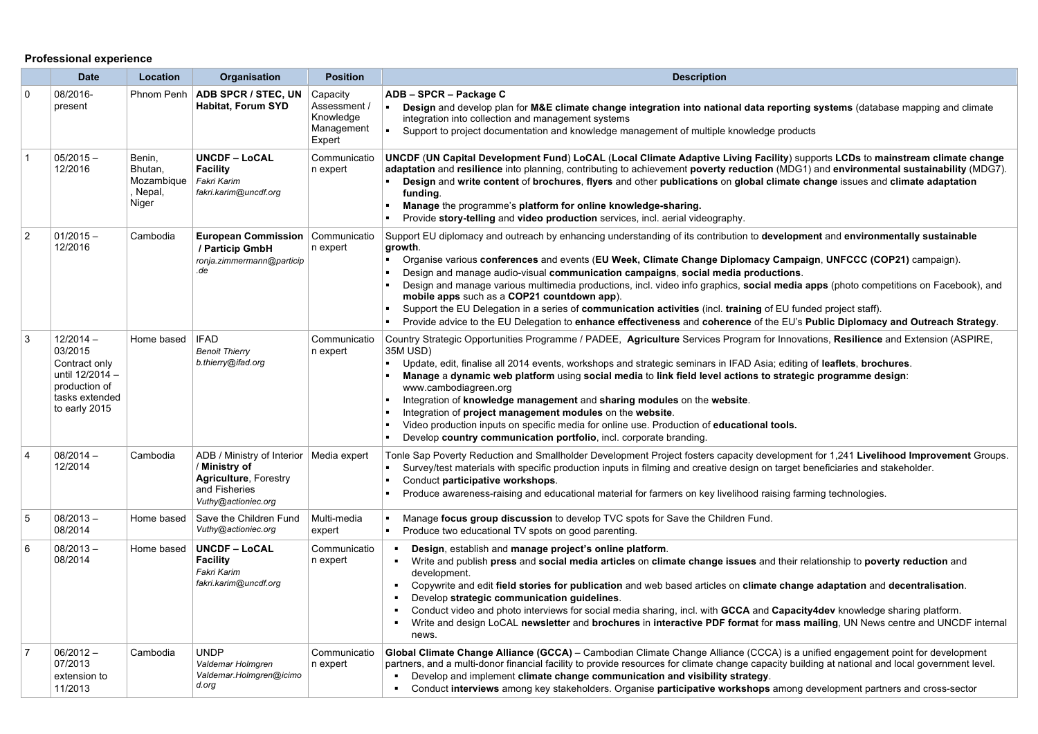## Professional experience

| | Date | Location | Organisation | Position | Description |
|---|---|---|---|---|---|
| 0 | 08/2016-present | Phnom Penh | **ADB SPCR / STEC, UN Habitat, Forum SYD** | Capacity Assessment / Knowledge Management Expert | **ADB – SPCR – Package C**<br>▪ **Design** and develop plan for **M&E climate change integration into national data reporting systems** (database mapping and climate integration into collection and management systems<br>▪ Support to project documentation and knowledge management of multiple knowledge products |
| 1 | 05/2015 – 12/2016 | Benin, Bhutan, Mozambique, Nepal, Niger | **UNCDF – LoCAL Facility**<br>*Fakri Karim*<br>*fakri.karim@uncdf.org* | Communication expert | **UNCDF** (**UN Capital Development Fund**) **LoCAL** (**Local Climate Adaptive Living Facility**) supports **LCDs** to **mainstream climate change adaptation** and **resilience** into planning, contributing to achievement **poverty reduction** (MDG1) and **environmental sustainability** (MDG7).<br>▪ **Design** and **write content** of **brochures**, **flyers** and other **publications** on **global climate change** issues and **climate adaptation funding**.<br>▪ **Manage** the programme's **platform for online knowledge-sharing.**<br>▪ Provide **story-telling** and **video production** services, incl. aerial videography. |
| 2 | 01/2015 – 12/2016 | Cambodia | **European Commission / Particip GmbH**<br>*ronja.zimmermann@particip.de* | Communication expert | Support EU diplomacy and outreach by enhancing understanding of its contribution to **development** and **environmentally sustainable growth**.<br>▪ Organise various **conferences** and events (**EU Week, Climate Change Diplomacy Campaign**, **UNFCCC (COP21)** campaign).<br>▪ Design and manage audio-visual **communication campaigns**, **social media productions**.<br>▪ Design and manage various multimedia productions, incl. video info graphics, **social media apps** (photo competitions on Facebook), and **mobile apps** such as a **COP21 countdown app**).<br>▪ Support the EU Delegation in a series of **communication activities** (incl. **training** of EU funded project staff).<br>▪ Provide advice to the EU Delegation to **enhance effectiveness** and **coherence** of the EU's **Public Diplomacy and Outreach Strategy**. |
| 3 | 12/2014 – 03/2015 Contract only until 12/2014 – production of tasks extended to early 2015 | Home based | IFAD<br>*Benoit Thierry*<br>*b.thierry@ifad.org* | Communication expert | Country Strategic Opportunities Programme / PADEE, **Agriculture** Services Program for Innovations, **Resilience** and Extension (ASPIRE, 35M USD)<br>▪ Update, edit, finalise all 2014 events, workshops and strategic seminars in IFAD Asia; editing of **leaflets**, **brochures**.<br>▪ **Manage** a **dynamic web platform** using **social media** to **link field level actions to strategic programme design**: www.cambodiagreen.org<br>▪ Integration of **knowledge management** and **sharing modules** on the **website**.<br>▪ Integration of **project management modules** on the **website**.<br>▪ Video production inputs on specific media for online use. Production of **educational tools.**<br>▪ Develop **country communication portfolio**, incl. corporate branding. |
| 4 | 08/2014 – 12/2014 | Cambodia | ADB / Ministry of Interior / **Ministry of Agriculture**, Forestry and Fisheries<br>*Vuthy@actioniec.org* | Media expert | Tonle Sap Poverty Reduction and Smallholder Development Project fosters capacity development for 1,241 **Livelihood Improvement** Groups.<br>▪ Survey/test materials with specific production inputs in filming and creative design on target beneficiaries and stakeholder.<br>▪ Conduct **participative workshops**.<br>▪ Produce awareness-raising and educational material for farmers on key livelihood raising farming technologies. |
| 5 | 08/2013 – 08/2014 | Home based | Save the Children Fund<br>*Vuthy@actioniec.org* | Multi-media expert | ▪ Manage **focus group discussion** to develop TVC spots for Save the Children Fund.<br>▪ Produce two educational TV spots on good parenting. |
| 6 | 08/2013 – 08/2014 | Home based | **UNCDF – LoCAL Facility**<br>*Fakri Karim*<br>*fakri.karim@uncdf.org* | Communication expert | ▪ **Design**, establish and **manage project's online platform**.<br>▪ Write and publish **press** and **social media articles** on **climate change issues** and their relationship to **poverty reduction** and development.<br>▪ Copywrite and edit **field stories for publication** and web based articles on **climate change adaptation** and **decentralisation**.<br>▪ Develop **strategic communication guidelines**.<br>▪ Conduct video and photo interviews for social media sharing, incl. with **GCCA** and **Capacity4dev** knowledge sharing platform.<br>▪ Write and design LoCAL **newsletter** and **brochures** in **interactive PDF format** for **mass mailing**, UN News centre and UNCDF internal news. |
| 7 | 06/2012 – 07/2013 extension to 11/2013 | Cambodia | UNDP<br>*Valdemar Holmgren*<br>*Valdemar.Holmgren@icimod.org* | Communication expert | **Global Climate Change Alliance (GCCA)** – Cambodian Climate Change Alliance (CCCA) is a unified engagement point for development partners, and a multi-donor financial facility to provide resources for climate change capacity building at national and local government level.<br>▪ Develop and implement **climate change communication and visibility strategy**.<br>▪ Conduct **interviews** among key stakeholders. Organise **participative workshops** among development partners and cross-sector |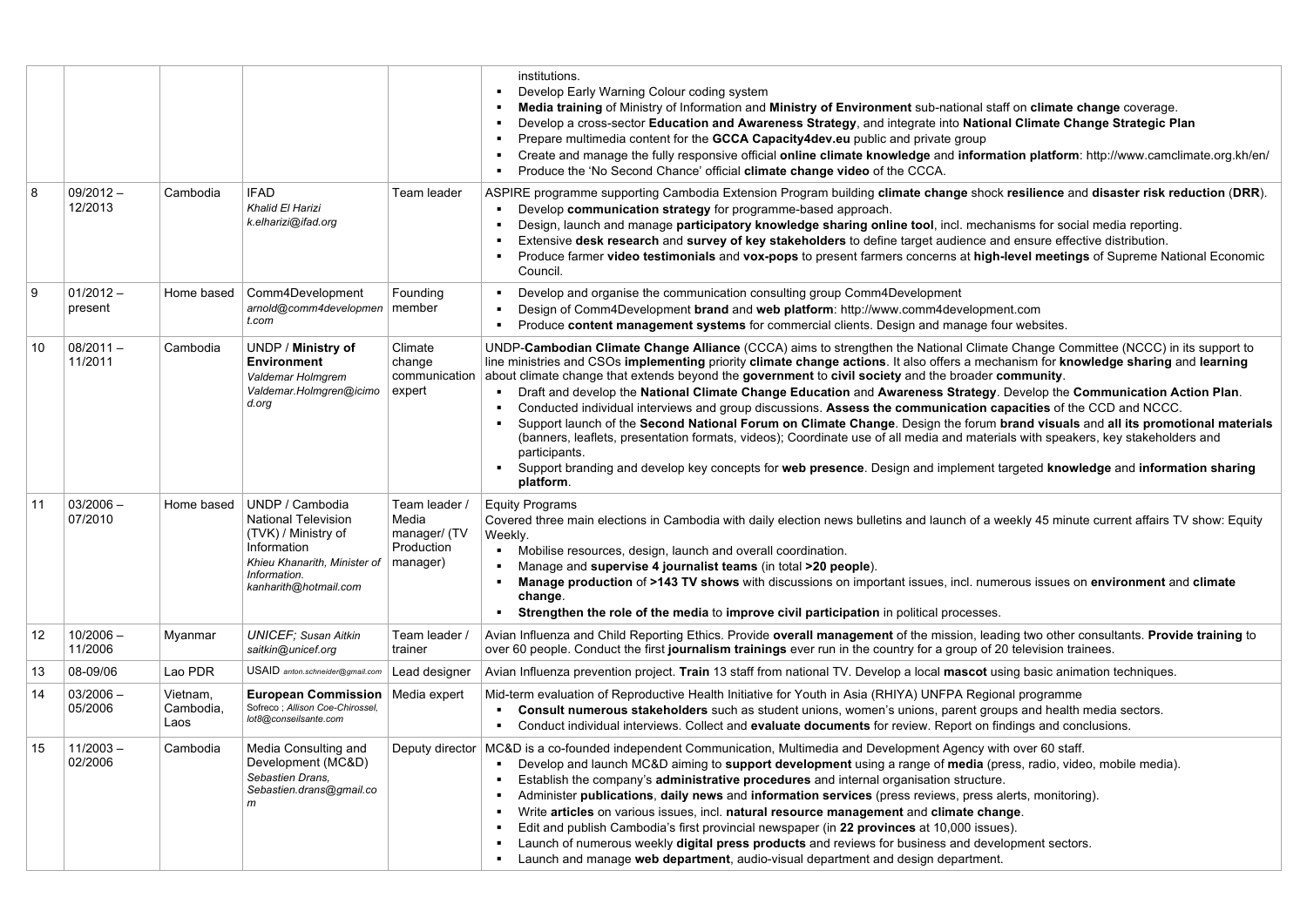| | | | | |
|---|---|---|---|---|
| | | | | institutions.<br>▪ Develop Early Warning Colour coding system<br>▪ **Media training** of Ministry of Information and **Ministry of Environment** sub-national staff on **climate change** coverage.<br>▪ Develop a cross-sector **Education and Awareness Strategy**, and integrate into **National Climate Change Strategic Plan**<br>▪ Prepare multimedia content for the **GCCA Capacity4dev.eu** public and private group<br>▪ Create and manage the fully responsive official **online climate knowledge** and **information platform**: http://www.camclimate.org.kh/en/<br>▪ Produce the 'No Second Chance' official **climate change video** of the CCCA. |
| 8 | 09/2012 – 12/2013 | Cambodia | IFAD<br>*Khalid El Harizi*<br>*k.elharizi@ifad.org* | Team leader | ASPIRE programme supporting Cambodia Extension Program building **climate change** shock **resilience** and **disaster risk reduction** (**DRR**).<br>▪ Develop **communication strategy** for programme-based approach.<br>▪ Design, launch and manage **participatory knowledge sharing online tool**, incl. mechanisms for social media reporting.<br>▪ Extensive **desk research** and **survey of key stakeholders** to define target audience and ensure effective distribution.<br>▪ Produce farmer **video testimonials** and **vox-pops** to present farmers concerns at **high-level meetings** of Supreme National Economic Council. |
| 9 | 01/2012 – present | Home based | Comm4Development<br>*arnold@comm4development.com* | Founding member | ▪ Develop and organise the communication consulting group Comm4Development<br>▪ Design of Comm4Development **brand** and **web platform**: http://www.comm4development.com<br>▪ Produce **content management systems** for commercial clients. Design and manage four websites. |
| 10 | 08/2011 – 11/2011 | Cambodia | UNDP / **Ministry of Environment**<br>*Valdemar Holmgrem*<br>*Valdemar.Holmgren@icimod.org* | Climate change communication expert | UNDP-**Cambodian Climate Change Alliance** (CCCA) aims to strengthen the National Climate Change Committee (NCCC) in its support to line ministries and CSOs **implementing** priority **climate change actions**. It also offers a mechanism for **knowledge sharing** and **learning** about climate change that extends beyond the **government** to **civil society** and the broader **community**.<br>▪ Draft and develop the **National Climate Change Education** and **Awareness Strategy**. Develop the **Communication Action Plan**.<br>▪ Conducted individual interviews and group discussions. **Assess the communication capacities** of the CCD and NCCC.<br>▪ Support launch of the **Second National Forum on Climate Change**. Design the forum **brand visuals** and **all its promotional materials** (banners, leaflets, presentation formats, videos); Coordinate use of all media and materials with speakers, key stakeholders and participants.<br>▪ Support branding and develop key concepts for **web presence**. Design and implement targeted **knowledge** and **information sharing platform**. |
| 11 | 03/2006 – 07/2010 | Home based | UNDP / Cambodia National Television (TVK) / Ministry of Information<br>*Khieu Khanarith, Minister of Information.*<br>*kanharith@hotmail.com* | Team leader / Media manager/ (TV Production manager) | Equity Programs<br>Covered three main elections in Cambodia with daily election news bulletins and launch of a weekly 45 minute current affairs TV show: Equity Weekly.<br>▪ Mobilise resources, design, launch and overall coordination.<br>▪ Manage and **supervise 4 journalist teams** (in total **>20 people**).<br>▪ **Manage production** of **>143 TV shows** with discussions on important issues, incl. numerous issues on **environment** and **climate change**.<br>▪ **Strengthen the role of the media** to **improve civil participation** in political processes. |
| 12 | 10/2006 – 11/2006 | Myanmar | *UNICEF; Susan Aitkin*<br>*saitkin@unicef.org* | Team leader / trainer | Avian Influenza and Child Reporting Ethics. Provide **overall management** of the mission, leading two other consultants. **Provide training** to over 60 people. Conduct the first **journalism trainings** ever run in the country for a group of 20 television trainees. |
| 13 | 08-09/06 | Lao PDR | USAID *anton.schneider@gmail.com* | Lead designer | Avian Influenza prevention project. **Train** 13 staff from national TV. Develop a local **mascot** using basic animation techniques. |
| 14 | 03/2006 – 05/2006 | Vietnam, Cambodia, Laos | **European Commission**<br>*Sofreco ; Allison Coe-Chirossel, lot8@conseilsante.com* | Media expert | Mid-term evaluation of Reproductive Health Initiative for Youth in Asia (RHIYA) UNFPA Regional programme<br>▪ **Consult numerous stakeholders** such as student unions, women's unions, parent groups and health media sectors.<br>▪ Conduct individual interviews. Collect and **evaluate documents** for review. Report on findings and conclusions. |
| 15 | 11/2003 – 02/2006 | Cambodia | Media Consulting and Development (MC&D)<br>*Sebastien Drans,*<br>*Sebastien.drans@gmail.com* | Deputy director | MC&D is a co-founded independent Communication, Multimedia and Development Agency with over 60 staff.<br>▪ Develop and launch MC&D aiming to **support development** using a range of **media** (press, radio, video, mobile media).<br>▪ Establish the company's **administrative procedures** and internal organisation structure.<br>▪ Administer **publications**, **daily news** and **information services** (press reviews, press alerts, monitoring).<br>▪ Write **articles** on various issues, incl. **natural resource management** and **climate change**.<br>▪ Edit and publish Cambodia's first provincial newspaper (in **22 provinces** at 10,000 issues).<br>▪ Launch of numerous weekly **digital press products** and reviews for business and development sectors.<br>▪ Launch and manage **web department**, audio-visual department and design department. |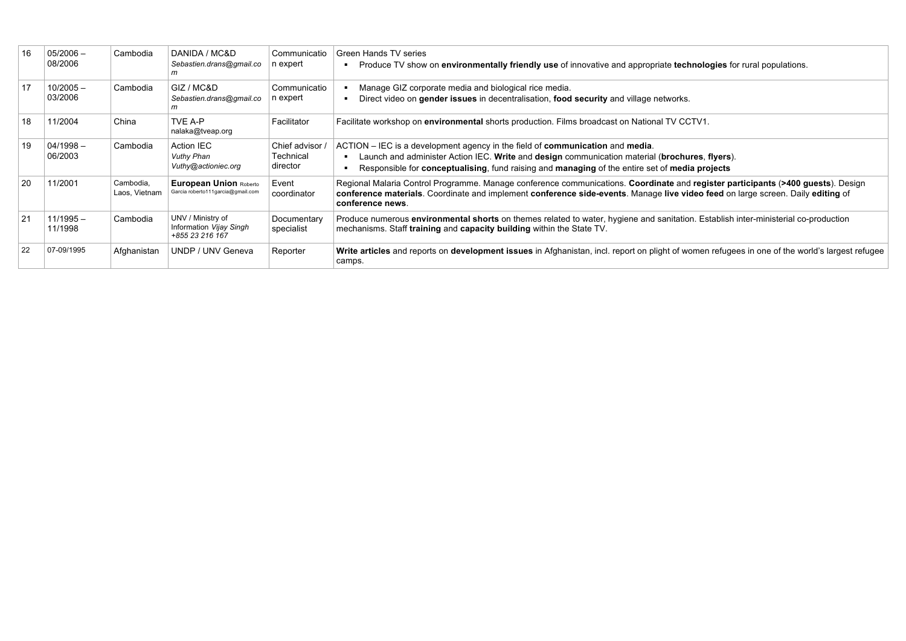| | | | | | |
|---|---|---|---|---|---|
| 16 | 05/2006 – 08/2006 | Cambodia | DANIDA / MC&D *Sebastien.drans@gmail.com* | Communication expert | Green Hands TV series<br>▪ Produce TV show on **environmentally friendly use** of innovative and appropriate **technologies** for rural populations. |
| 17 | 10/2005 – 03/2006 | Cambodia | GIZ / MC&D *Sebastien.drans@gmail.com* | Communication expert | ▪ Manage GIZ corporate media and biological rice media.<br>▪ Direct video on **gender issues** in decentralisation, **food security** and village networks. |
| 18 | 11/2004 | China | TVE A-P nalaka@tveap.org | Facilitator | Facilitate workshop on **environmental** shorts production. Films broadcast on National TV CCTV1. |
| 19 | 04/1998 – 06/2003 | Cambodia | Action IEC *Vuthy Phan* *Vuthy@actioniec.org* | Chief advisor / Technical director | ACTION – IEC is a development agency in the field of **communication** and **media**.<br>▪ Launch and administer Action IEC. **Write** and **design** communication material (**brochures**, **flyers**).<br>▪ Responsible for **conceptualising**, fund raising and **managing** of the entire set of **media projects** |
| 20 | 11/2001 | Cambodia, Laos, Vietnam | **European Union** Roberto Garcia roberto111garcia@gmail.com | Event coordinator | Regional Malaria Control Programme. Manage conference communications. **Coordinate** and **register participants** (**>400 guests**). Design **conference materials**. Coordinate and implement **conference side-events**. Manage **live video feed** on large screen. Daily **editing** of **conference news**. |
| 21 | 11/1995 – 11/1998 | Cambodia | UNV / Ministry of Information *Vijay Singh +855 23 216 167* | Documentary specialist | Produce numerous **environmental shorts** on themes related to water, hygiene and sanitation. Establish inter-ministerial co-production mechanisms. Staff **training** and **capacity building** within the State TV. |
| 22 | 07-09/1995 | Afghanistan | UNDP / UNV Geneva | Reporter | **Write articles** and reports on **development issues** in Afghanistan, incl. report on plight of women refugees in one of the world's largest refugee camps. |